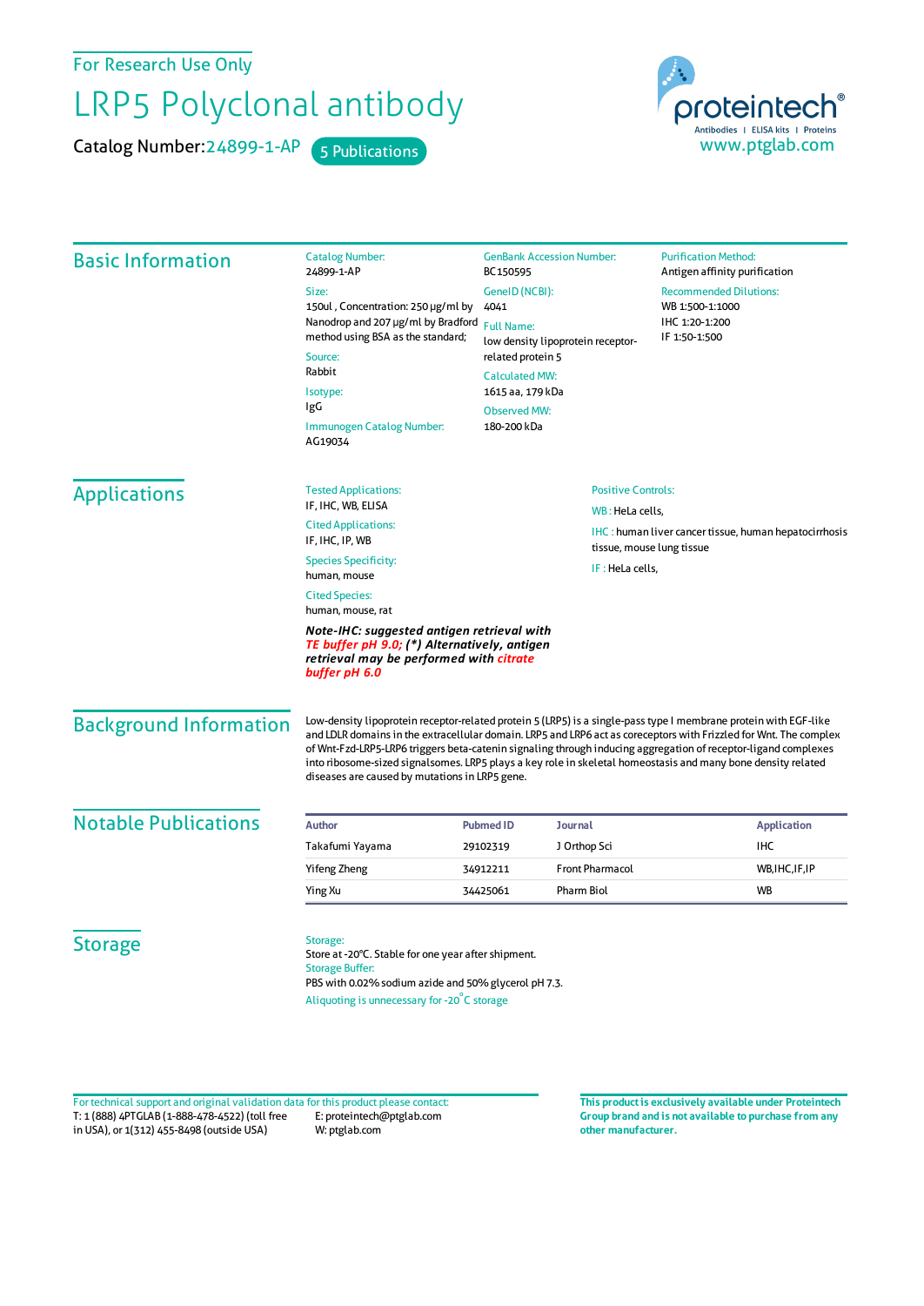For Research Use Only

# LRP5 Polyclonal antibody

Catalog Number: 24899-1-AP    5 Publications

proteintech®
Antibodies | ELISA kits | Proteins
www.ptglab.com

## Basic Information

Catalog Number:
24899-1-AP

Size:
150ul , Concentration: 250 μg/ml by Nanodrop and 207 μg/ml by Bradford method using BSA as the standard;

Source:
Rabbit

Isotype:
IgG

Immunogen Catalog Number:
AG19034

GenBank Accession Number:
BC150595

GeneID (NCBI):
4041

Full Name:
low density lipoprotein receptor-related protein 5

Calculated MW:
1615 aa, 179 kDa

Observed MW:
180-200 kDa

Purification Method:
Antigen affinity purification

Recommended Dilutions:
WB 1:500-1:1000
IHC 1:20-1:200
IF 1:50-1:500

## Applications

Tested Applications:
IF, IHC, WB, ELISA

Cited Applications:
IF, IHC, IP, WB

Species Specificity:
human, mouse

Cited Species:
human, mouse, rat

***Note-IHC: suggested antigen retrieval with TE buffer pH 9.0; (\*) Alternatively, antigen retrieval may be performed with citrate buffer pH 6.0***

Positive Controls:

WB : HeLa cells,

IHC : human liver cancer tissue, human hepatocirrhosis tissue, mouse lung tissue

IF : HeLa cells,

## Background Information

Low-density lipoprotein receptor-related protein 5 (LRP5) is a single-pass type I membrane protein with EGF-like and LDLR domains in the extracellular domain. LRP5 and LRP6 act as coreceptors with Frizzled for Wnt. The complex of Wnt-Fzd-LRP5-LRP6 triggers beta-catenin signaling through inducing aggregation of receptor-ligand complexes into ribosome-sized signalsomes. LRP5 plays a key role in skeletal homeostasis and many bone density related diseases are caused by mutations in LRP5 gene.

## Notable Publications

| Author | Pubmed ID | Journal | Application |
|---|---|---|---|
| Takafumi Yayama | 29102319 | J Orthop Sci | IHC |
| Yifeng Zheng | 34912211 | Front Pharmacol | WB,IHC,IF,IP |
| Ying Xu | 34425061 | Pharm Biol | WB |

## Storage

Storage:
Store at -20°C. Stable for one year after shipment.

Storage Buffer:
PBS with 0.02% sodium azide and 50% glycerol pH 7.3.

Aliquoting is unnecessary for -20°C storage

For technical support and original validation data for this product please contact:
T: 1 (888) 4PTGLAB (1-888-478-4522) (toll free in USA), or 1(312) 455-8498 (outside USA)
E: proteintech@ptglab.com
W: ptglab.com

**This product is exclusively available under Proteintech Group brand and is not available to purchase from any other manufacturer.**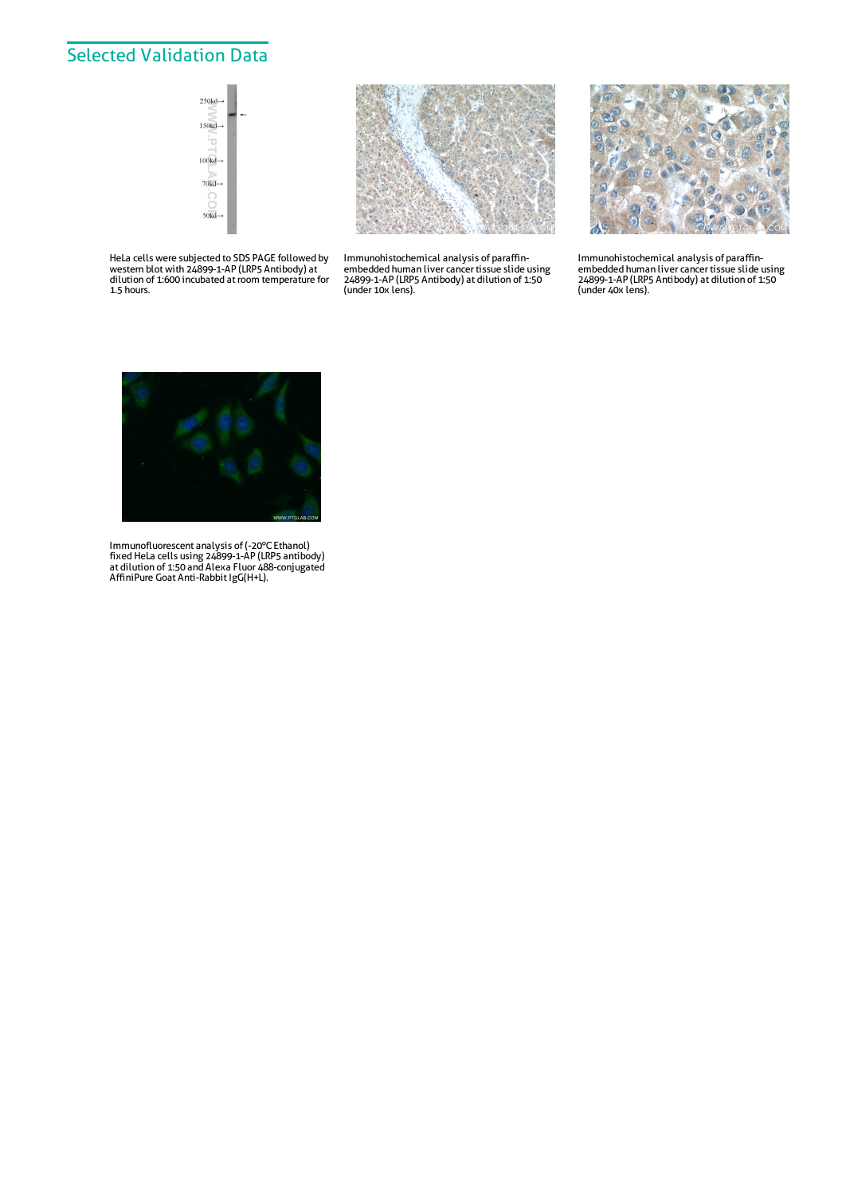## Selected Validation Data

250kd→
150kd→
100kd→
70kd→
50kd→

HeLa cells were subjected to SDS PAGE followed by western blot with 24899-1-AP (LRP5 Antibody) at dilution of 1:600 incubated at room temperature for 1.5 hours.

Immunohistochemical analysis of paraffin-embedded human liver cancer tissue slide using 24899-1-AP (LRP5 Antibody) at dilution of 1:50 (under 10x lens).

Immunohistochemical analysis of paraffin-embedded human liver cancer tissue slide using 24899-1-AP (LRP5 Antibody) at dilution of 1:50 (under 40x lens).

Immunofluorescent analysis of (-20°C Ethanol) fixed HeLa cells using 24899-1-AP (LRP5 antibody) at dilution of 1:50 and Alexa Fluor 488-conjugated AffiniPure Goat Anti-Rabbit IgG(H+L).